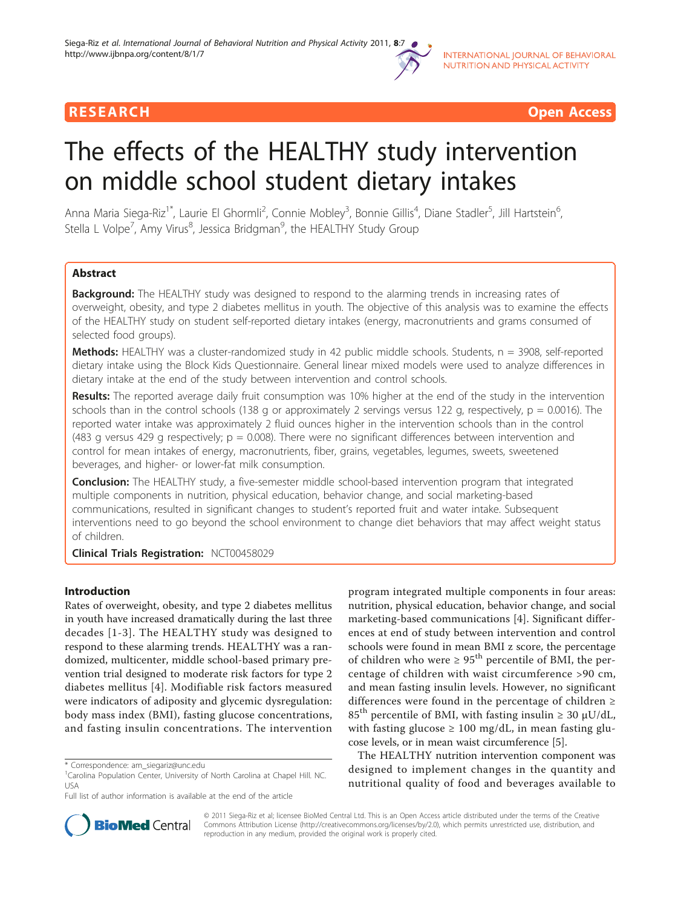RESEARCH Open Access

# The effects of the HEALTHY study intervention on middle school student dietary intakes

Anna Maria Siega-Riz[1*], Laurie El Ghormli[2], Connie Mobley[3], Bonnie Gillis[4], Diane Stadler[5], Jill Hartstein[6], Stella L Volpe[7], Amy Virus[8], Jessica Bridgman[9], the HEALTHY Study Group

## Abstract

**Background:** The HEALTHY study was designed to respond to the alarming trends in increasing rates of overweight, obesity, and type 2 diabetes mellitus in youth. The objective of this analysis was to examine the effects of the HEALTHY study on student self-reported dietary intakes (energy, macronutrients and grams consumed of selected food groups).

**Methods:** HEALTHY was a cluster-randomized study in 42 public middle schools. Students, n = 3908, self-reported dietary intake using the Block Kids Questionnaire. General linear mixed models were used to analyze differences in dietary intake at the end of the study between intervention and control schools.

**Results:** The reported average daily fruit consumption was 10% higher at the end of the study in the intervention schools than in the control schools (138 g or approximately 2 servings versus 122 g, respectively, $p = 0.0016$). The reported water intake was approximately 2 fluid ounces higher in the intervention schools than in the control (483 g versus 429 g respectively; $p = 0.008$). There were no significant differences between intervention and control for mean intakes of energy, macronutrients, fiber, grains, vegetables, legumes, sweets, sweetened beverages, and higher- or lower-fat milk consumption.

**Conclusion:** The HEALTHY study, a five-semester middle school-based intervention program that integrated multiple components in nutrition, physical education, behavior change, and social marketing-based communications, resulted in significant changes to student's reported fruit and water intake. Subsequent interventions need to go beyond the school environment to change diet behaviors that may affect weight status of children.

**Clinical Trials Registration:** NCT00458029

## Introduction

Rates of overweight, obesity, and type 2 diabetes mellitus in youth have increased dramatically during the last three decades [1-3]. The HEALTHY study was designed to respond to these alarming trends. HEALTHY was a randomized, multicenter, middle school-based primary prevention trial designed to moderate risk factors for type 2 diabetes mellitus [4]. Modifiable risk factors measured were indicators of adiposity and glycemic dysregulation: body mass index (BMI), fasting glucose concentrations, and fasting insulin concentrations. The intervention program integrated multiple components in four areas: nutrition, physical education, behavior change, and social marketing-based communications [4]. Significant differences at end of study between intervention and control schools were found in mean BMI z score, the percentage of children who were ≥ 95[th] percentile of BMI, the percentage of children with waist circumference >90 cm, and mean fasting insulin levels. However, no significant differences were found in the percentage of children ≥ 85[th] percentile of BMI, with fasting insulin ≥ 30 μU/dL, with fasting glucose ≥ 100 mg/dL, in mean fasting glucose levels, or in mean waist circumference [5].

The HEALTHY nutrition intervention component was designed to implement changes in the quantity and nutritional quality of food and beverages available to

\* Correspondence: am_siegariz@unc.edu
[1]Carolina Population Center, University of North Carolina at Chapel Hill. NC. USA
Full list of author information is available at the end of the article

© 2011 Siega-Riz et al; licensee BioMed Central Ltd. This is an Open Access article distributed under the terms of the Creative Commons Attribution License (http://creativecommons.org/licenses/by/2.0), which permits unrestricted use, distribution, and reproduction in any medium, provided the original work is properly cited.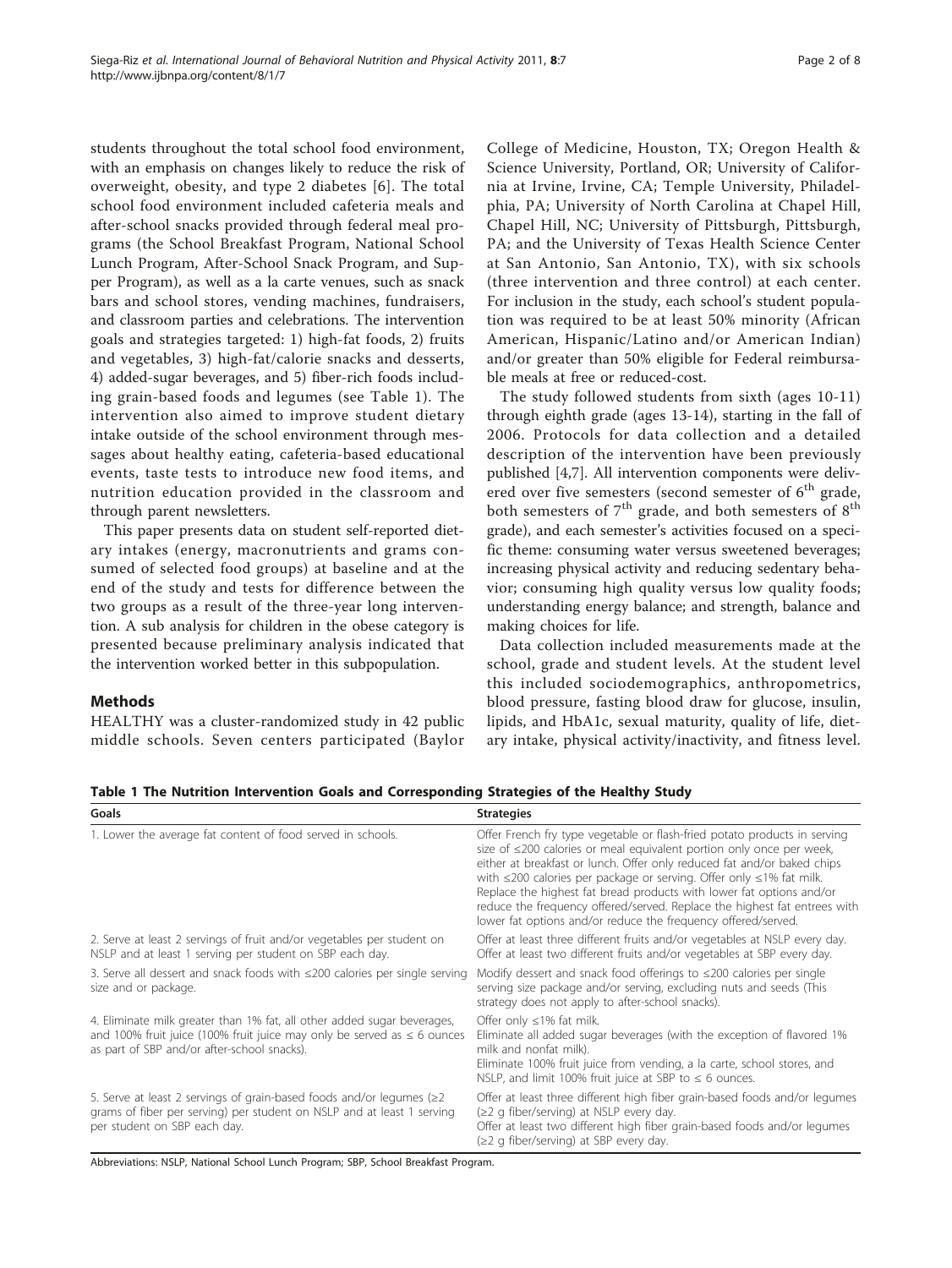students throughout the total school food environment, with an emphasis on changes likely to reduce the risk of overweight, obesity, and type 2 diabetes [6]. The total school food environment included cafeteria meals and after-school snacks provided through federal meal programs (the School Breakfast Program, National School Lunch Program, After-School Snack Program, and Supper Program), as well as a la carte venues, such as snack bars and school stores, vending machines, fundraisers, and classroom parties and celebrations. The intervention goals and strategies targeted: 1) high-fat foods, 2) fruits and vegetables, 3) high-fat/calorie snacks and desserts, 4) added-sugar beverages, and 5) fiber-rich foods including grain-based foods and legumes (see Table 1). The intervention also aimed to improve student dietary intake outside of the school environment through messages about healthy eating, cafeteria-based educational events, taste tests to introduce new food items, and nutrition education provided in the classroom and through parent newsletters.

This paper presents data on student self-reported dietary intakes (energy, macronutrients and grams consumed of selected food groups) at baseline and at the end of the study and tests for difference between the two groups as a result of the three-year long intervention. A sub analysis for children in the obese category is presented because preliminary analysis indicated that the intervention worked better in this subpopulation.

## Methods

HEALTHY was a cluster-randomized study in 42 public middle schools. Seven centers participated (Baylor College of Medicine, Houston, TX; Oregon Health & Science University, Portland, OR; University of California at Irvine, Irvine, CA; Temple University, Philadelphia, PA; University of North Carolina at Chapel Hill, Chapel Hill, NC; University of Pittsburgh, Pittsburgh, PA; and the University of Texas Health Science Center at San Antonio, San Antonio, TX), with six schools (three intervention and three control) at each center. For inclusion in the study, each school's student population was required to be at least 50% minority (African American, Hispanic/Latino and/or American Indian) and/or greater than 50% eligible for Federal reimbursable meals at free or reduced-cost.

The study followed students from sixth (ages 10-11) through eighth grade (ages 13-14), starting in the fall of 2006. Protocols for data collection and a detailed description of the intervention have been previously published [4,7]. All intervention components were delivered over five semesters (second semester of 6th grade, both semesters of 7th grade, and both semesters of 8th grade), and each semester's activities focused on a specific theme: consuming water versus sweetened beverages; increasing physical activity and reducing sedentary behavior; consuming high quality versus low quality foods; understanding energy balance; and strength, balance and making choices for life.

Data collection included measurements made at the school, grade and student levels. At the student level this included sociodemographics, anthropometrics, blood pressure, fasting blood draw for glucose, insulin, lipids, and HbA1c, sexual maturity, quality of life, dietary intake, physical activity/inactivity, and fitness level.

**Table 1 The Nutrition Intervention Goals and Corresponding Strategies of the Healthy Study**

| Goals | Strategies |
|---|---|
| 1. Lower the average fat content of food served in schools. | Offer French fry type vegetable or flash-fried potato products in serving size of ≤200 calories or meal equivalent portion only once per week, either at breakfast or lunch. Offer only reduced fat and/or baked chips with ≤200 calories per package or serving. Offer only ≤1% fat milk. Replace the highest fat bread products with lower fat options and/or reduce the frequency offered/served. Replace the highest fat entrees with lower fat options and/or reduce the frequency offered/served. |
| 2. Serve at least 2 servings of fruit and/or vegetables per student on NSLP and at least 1 serving per student on SBP each day. | Offer at least three different fruits and/or vegetables at NSLP every day. Offer at least two different fruits and/or vegetables at SBP every day. |
| 3. Serve all dessert and snack foods with ≤200 calories per single serving size and or package. | Modify dessert and snack food offerings to ≤200 calories per single serving size package and/or serving, excluding nuts and seeds (This strategy does not apply to after-school snacks). |
| 4. Eliminate milk greater than 1% fat, all other added sugar beverages, and 100% fruit juice (100% fruit juice may only be served as ≤ 6 ounces as part of SBP and/or after-school snacks). | Offer only ≤1% fat milk. Eliminate all added sugar beverages (with the exception of flavored 1% milk and nonfat milk). Eliminate 100% fruit juice from vending, a la carte, school stores, and NSLP, and limit 100% fruit juice at SBP to ≤ 6 ounces. |
| 5. Serve at least 2 servings of grain-based foods and/or legumes (≥2 grams of fiber per serving) per student on NSLP and at least 1 serving per student on SBP each day. | Offer at least three different high fiber grain-based foods and/or legumes (≥2 g fiber/serving) at NSLP every day. Offer at least two different high fiber grain-based foods and/or legumes (≥2 g fiber/serving) at SBP every day. |

Abbreviations: NSLP, National School Lunch Program; SBP, School Breakfast Program.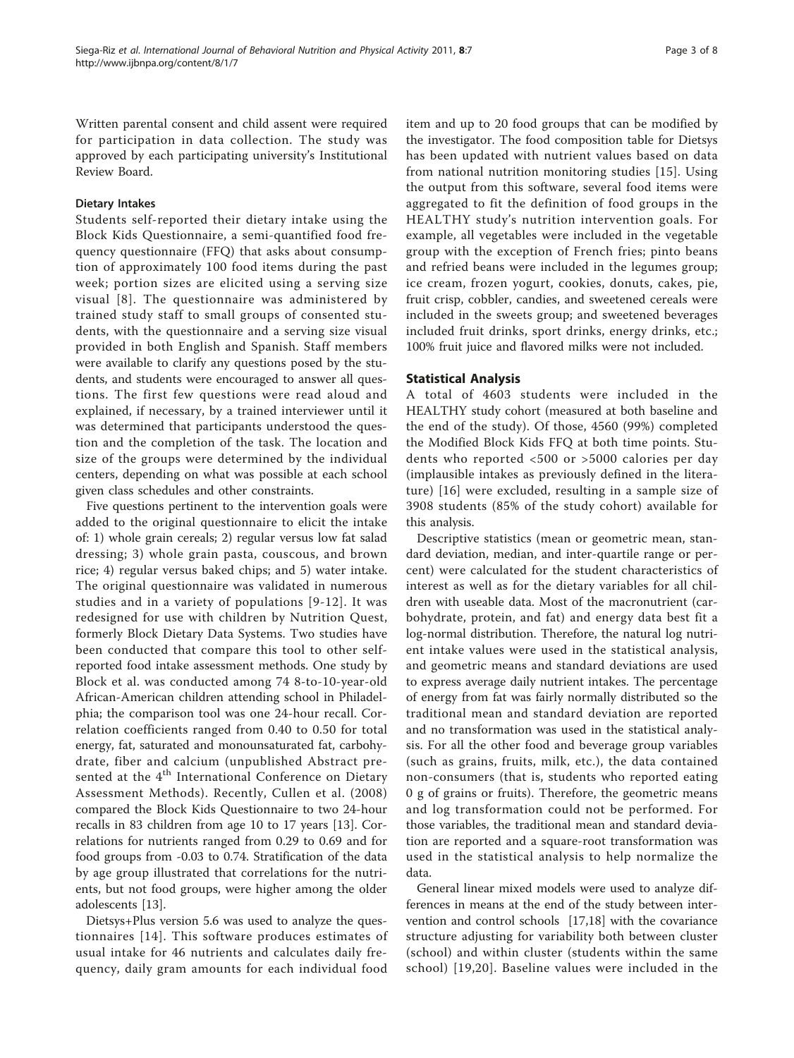Written parental consent and child assent were required for participation in data collection. The study was approved by each participating university's Institutional Review Board.

### Dietary Intakes

Students self-reported their dietary intake using the Block Kids Questionnaire, a semi-quantified food frequency questionnaire (FFQ) that asks about consumption of approximately 100 food items during the past week; portion sizes are elicited using a serving size visual [8]. The questionnaire was administered by trained study staff to small groups of consented students, with the questionnaire and a serving size visual provided in both English and Spanish. Staff members were available to clarify any questions posed by the students, and students were encouraged to answer all questions. The first few questions were read aloud and explained, if necessary, by a trained interviewer until it was determined that participants understood the question and the completion of the task. The location and size of the groups were determined by the individual centers, depending on what was possible at each school given class schedules and other constraints.

Five questions pertinent to the intervention goals were added to the original questionnaire to elicit the intake of: 1) whole grain cereals; 2) regular versus low fat salad dressing; 3) whole grain pasta, couscous, and brown rice; 4) regular versus baked chips; and 5) water intake. The original questionnaire was validated in numerous studies and in a variety of populations [9-12]. It was redesigned for use with children by Nutrition Quest, formerly Block Dietary Data Systems. Two studies have been conducted that compare this tool to other self-reported food intake assessment methods. One study by Block et al. was conducted among 74 8-to-10-year-old African-American children attending school in Philadelphia; the comparison tool was one 24-hour recall. Correlation coefficients ranged from 0.40 to 0.50 for total energy, fat, saturated and monounsaturated fat, carbohydrate, fiber and calcium (unpublished Abstract presented at the 4th International Conference on Dietary Assessment Methods). Recently, Cullen et al. (2008) compared the Block Kids Questionnaire to two 24-hour recalls in 83 children from age 10 to 17 years [13]. Correlations for nutrients ranged from 0.29 to 0.69 and for food groups from -0.03 to 0.74. Stratification of the data by age group illustrated that correlations for the nutrients, but not food groups, were higher among the older adolescents [13].

Dietsys+Plus version 5.6 was used to analyze the questionnaires [14]. This software produces estimates of usual intake for 46 nutrients and calculates daily frequency, daily gram amounts for each individual food item and up to 20 food groups that can be modified by the investigator. The food composition table for Dietsys has been updated with nutrient values based on data from national nutrition monitoring studies [15]. Using the output from this software, several food items were aggregated to fit the definition of food groups in the HEALTHY study's nutrition intervention goals. For example, all vegetables were included in the vegetable group with the exception of French fries; pinto beans and refried beans were included in the legumes group; ice cream, frozen yogurt, cookies, donuts, cakes, pie, fruit crisp, cobbler, candies, and sweetened cereals were included in the sweets group; and sweetened beverages included fruit drinks, sport drinks, energy drinks, etc.; 100% fruit juice and flavored milks were not included.

## Statistical Analysis

A total of 4603 students were included in the HEALTHY study cohort (measured at both baseline and the end of the study). Of those, 4560 (99%) completed the Modified Block Kids FFQ at both time points. Students who reported <500 or >5000 calories per day (implausible intakes as previously defined in the literature) [16] were excluded, resulting in a sample size of 3908 students (85% of the study cohort) available for this analysis.

Descriptive statistics (mean or geometric mean, standard deviation, median, and inter-quartile range or percent) were calculated for the student characteristics of interest as well as for the dietary variables for all children with useable data. Most of the macronutrient (carbohydrate, protein, and fat) and energy data best fit a log-normal distribution. Therefore, the natural log nutrient intake values were used in the statistical analysis, and geometric means and standard deviations are used to express average daily nutrient intakes. The percentage of energy from fat was fairly normally distributed so the traditional mean and standard deviation are reported and no transformation was used in the statistical analysis. For all the other food and beverage group variables (such as grains, fruits, milk, etc.), the data contained non-consumers (that is, students who reported eating 0 g of grains or fruits). Therefore, the geometric means and log transformation could not be performed. For those variables, the traditional mean and standard deviation are reported and a square-root transformation was used in the statistical analysis to help normalize the data.

General linear mixed models were used to analyze differences in means at the end of the study between intervention and control schools [17,18] with the covariance structure adjusting for variability both between cluster (school) and within cluster (students within the same school) [19,20]. Baseline values were included in the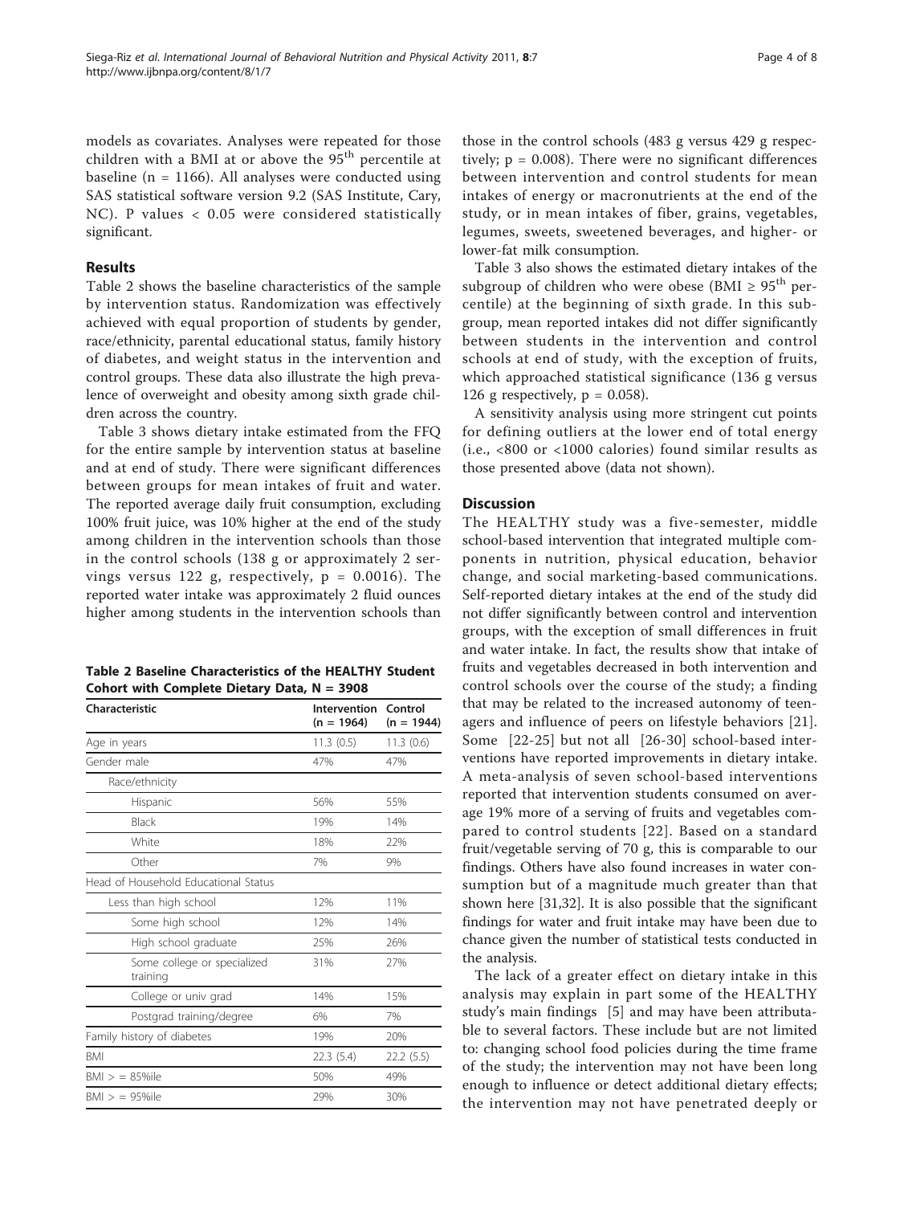models as covariates. Analyses were repeated for those children with a BMI at or above the 95th percentile at baseline (n = 1166). All analyses were conducted using SAS statistical software version 9.2 (SAS Institute, Cary, NC). P values < 0.05 were considered statistically significant.

## Results

Table 2 shows the baseline characteristics of the sample by intervention status. Randomization was effectively achieved with equal proportion of students by gender, race/ethnicity, parental educational status, family history of diabetes, and weight status in the intervention and control groups. These data also illustrate the high prevalence of overweight and obesity among sixth grade children across the country.

Table 3 shows dietary intake estimated from the FFQ for the entire sample by intervention status at baseline and at end of study. There were significant differences between groups for mean intakes of fruit and water. The reported average daily fruit consumption, excluding 100% fruit juice, was 10% higher at the end of the study among children in the intervention schools than those in the control schools (138 g or approximately 2 servings versus 122 g, respectively, p = 0.0016). The reported water intake was approximately 2 fluid ounces higher among students in the intervention schools than those in the control schools (483 g versus 429 g respectively; p = 0.008). There were no significant differences between intervention and control students for mean intakes of energy or macronutrients at the end of the study, or in mean intakes of fiber, grains, vegetables, legumes, sweets, sweetened beverages, and higher- or lower-fat milk consumption.

**Table 2 Baseline Characteristics of the HEALTHY Student Cohort with Complete Dietary Data, N = 3908**

| Characteristic | Intervention (n = 1964) | Control (n = 1944) |
|---|---|---|
| Age in years | 11.3 (0.5) | 11.3 (0.6) |
| Gender male | 47% | 47% |
| Race/ethnicity | | |
| Hispanic | 56% | 55% |
| Black | 19% | 14% |
| White | 18% | 22% |
| Other | 7% | 9% |
| Head of Household Educational Status | | |
| Less than high school | 12% | 11% |
| Some high school | 12% | 14% |
| High school graduate | 25% | 26% |
| Some college or specialized training | 31% | 27% |
| College or univ grad | 14% | 15% |
| Postgrad training/degree | 6% | 7% |
| Family history of diabetes | 19% | 20% |
| BMI | 22.3 (5.4) | 22.2 (5.5) |
| BMI > = 85%ile | 50% | 49% |
| BMI > = 95%ile | 29% | 30% |

Table 3 also shows the estimated dietary intakes of the subgroup of children who were obese (BMI ≥ 95th percentile) at the beginning of sixth grade. In this subgroup, mean reported intakes did not differ significantly between students in the intervention and control schools at end of study, with the exception of fruits, which approached statistical significance (136 g versus 126 g respectively, p = 0.058).

A sensitivity analysis using more stringent cut points for defining outliers at the lower end of total energy (i.e., <800 or <1000 calories) found similar results as those presented above (data not shown).

## Discussion

The HEALTHY study was a five-semester, middle school-based intervention that integrated multiple components in nutrition, physical education, behavior change, and social marketing-based communications. Self-reported dietary intakes at the end of the study did not differ significantly between control and intervention groups, with the exception of small differences in fruit and water intake. In fact, the results show that intake of fruits and vegetables decreased in both intervention and control schools over the course of the study; a finding that may be related to the increased autonomy of teenagers and influence of peers on lifestyle behaviors [21]. Some [22-25] but not all [26-30] school-based interventions have reported improvements in dietary intake. A meta-analysis of seven school-based interventions reported that intervention students consumed on average 19% more of a serving of fruits and vegetables compared to control students [22]. Based on a standard fruit/vegetable serving of 70 g, this is comparable to our findings. Others have also found increases in water consumption but of a magnitude much greater than that shown here [31,32]. It is also possible that the significant findings for water and fruit intake may have been due to chance given the number of statistical tests conducted in the analysis.

The lack of a greater effect on dietary intake in this analysis may explain in part some of the HEALTHY study's main findings [5] and may have been attributable to several factors. These include but are not limited to: changing school food policies during the time frame of the study; the intervention may not have been long enough to influence or detect additional dietary effects; the intervention may not have penetrated deeply or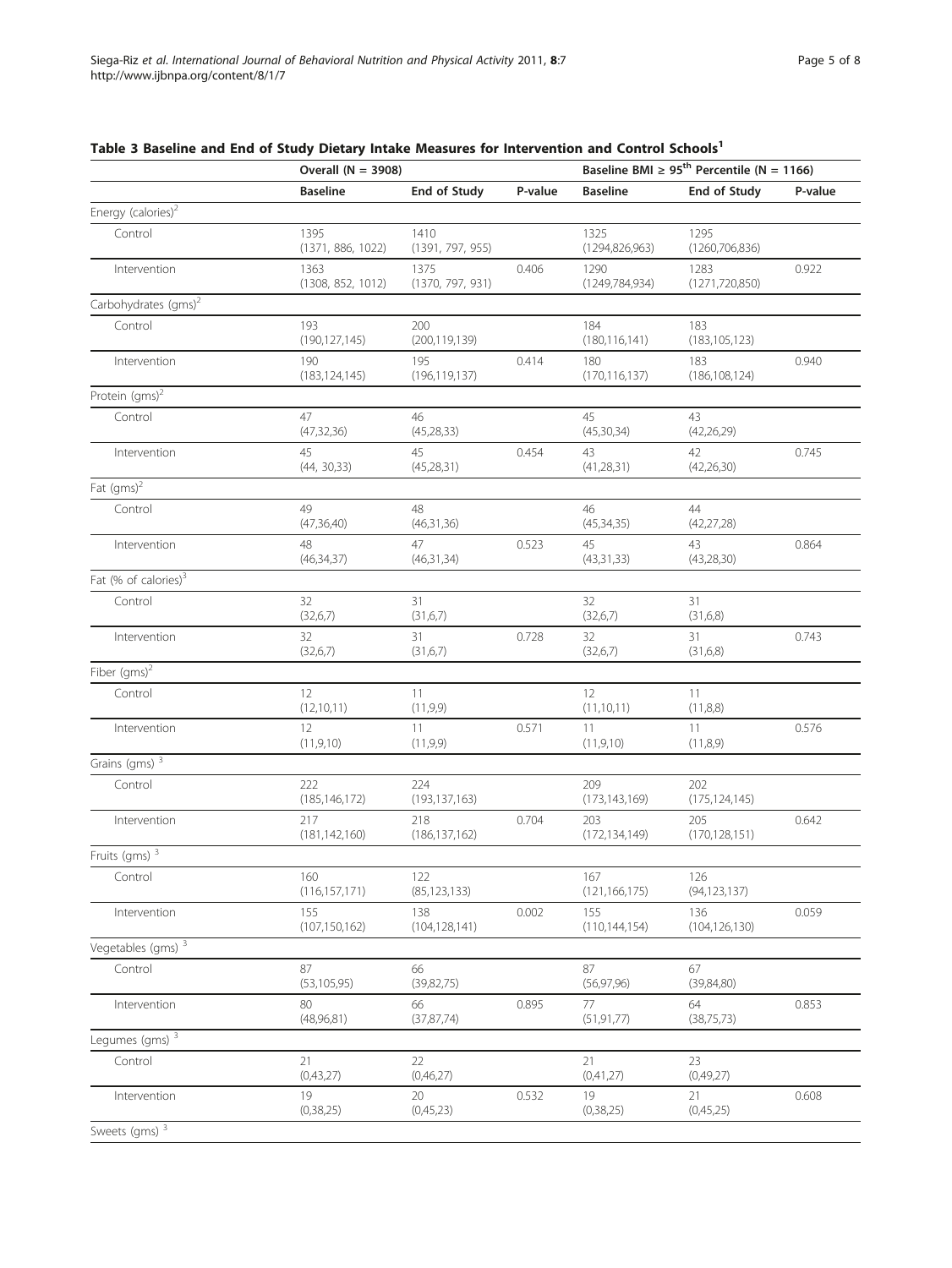**Table 3 Baseline and End of Study Dietary Intake Measures for Intervention and Control Schools[1]**

| | Overall (N = 3908) | | | Baseline BMI ≥ 95th Percentile (N = 1166) | | |
|---|---|---|---|---|---|---|
| | **Baseline** | **End of Study** | **P-value** | **Baseline** | **End of Study** | **P-value** |
| Energy (calories)[2] | | | | | | |
| Control | 1395 (1371, 886, 1022) | 1410 (1391, 797, 955) | | 1325 (1294,826,963) | 1295 (1260,706,836) | |
| Intervention | 1363 (1308, 852, 1012) | 1375 (1370, 797, 931) | 0.406 | 1290 (1249,784,934) | 1283 (1271,720,850) | 0.922 |
| Carbohydrates (gms)[2] | | | | | | |
| Control | 193 (190,127,145) | 200 (200,119,139) | | 184 (180,116,141) | 183 (183,105,123) | |
| Intervention | 190 (183,124,145) | 195 (196,119,137) | 0.414 | 180 (170,116,137) | 183 (186,108,124) | 0.940 |
| Protein (gms)[2] | | | | | | |
| Control | 47 (47,32,36) | 46 (45,28,33) | | 45 (45,30,34) | 43 (42,26,29) | |
| Intervention | 45 (44, 30,33) | 45 (45,28,31) | 0.454 | 43 (41,28,31) | 42 (42,26,30) | 0.745 |
| Fat (gms)[2] | | | | | | |
| Control | 49 (47,36,40) | 48 (46,31,36) | | 46 (45,34,35) | 44 (42,27,28) | |
| Intervention | 48 (46,34,37) | 47 (46,31,34) | 0.523 | 45 (43,31,33) | 43 (43,28,30) | 0.864 |
| Fat (% of calories)[3] | | | | | | |
| Control | 32 (32,6,7) | 31 (31,6,7) | | 32 (32,6,7) | 31 (31,6,8) | |
| Intervention | 32 (32,6,7) | 31 (31,6,7) | 0.728 | 32 (32,6,7) | 31 (31,6,8) | 0.743 |
| Fiber (gms)[2] | | | | | | |
| Control | 12 (12,10,11) | 11 (11,9,9) | | 12 (11,10,11) | 11 (11,8,8) | |
| Intervention | 12 (11,9,10) | 11 (11,9,9) | 0.571 | 11 (11,9,10) | 11 (11,8,9) | 0.576 |
| Grains (gms)[3] | | | | | | |
| Control | 222 (185,146,172) | 224 (193,137,163) | | 209 (173,143,169) | 202 (175,124,145) | |
| Intervention | 217 (181,142,160) | 218 (186,137,162) | 0.704 | 203 (172,134,149) | 205 (170,128,151) | 0.642 |
| Fruits (gms)[3] | | | | | | |
| Control | 160 (116,157,171) | 122 (85,123,133) | | 167 (121,166,175) | 126 (94,123,137) | |
| Intervention | 155 (107,150,162) | 138 (104,128,141) | 0.002 | 155 (110,144,154) | 136 (104,126,130) | 0.059 |
| Vegetables (gms)[3] | | | | | | |
| Control | 87 (53,105,95) | 66 (39,82,75) | | 87 (56,97,96) | 67 (39,84,80) | |
| Intervention | 80 (48,96,81) | 66 (37,87,74) | 0.895 | 77 (51,91,77) | 64 (38,75,73) | 0.853 |
| Legumes (gms)[3] | | | | | | |
| Control | 21 (0,43,27) | 22 (0,46,27) | | 21 (0,41,27) | 23 (0,49,27) | |
| Intervention | 19 (0,38,25) | 20 (0,45,23) | 0.532 | 19 (0,38,25) | 21 (0,45,25) | 0.608 |
| Sweets (gms)[3] | | | | | | |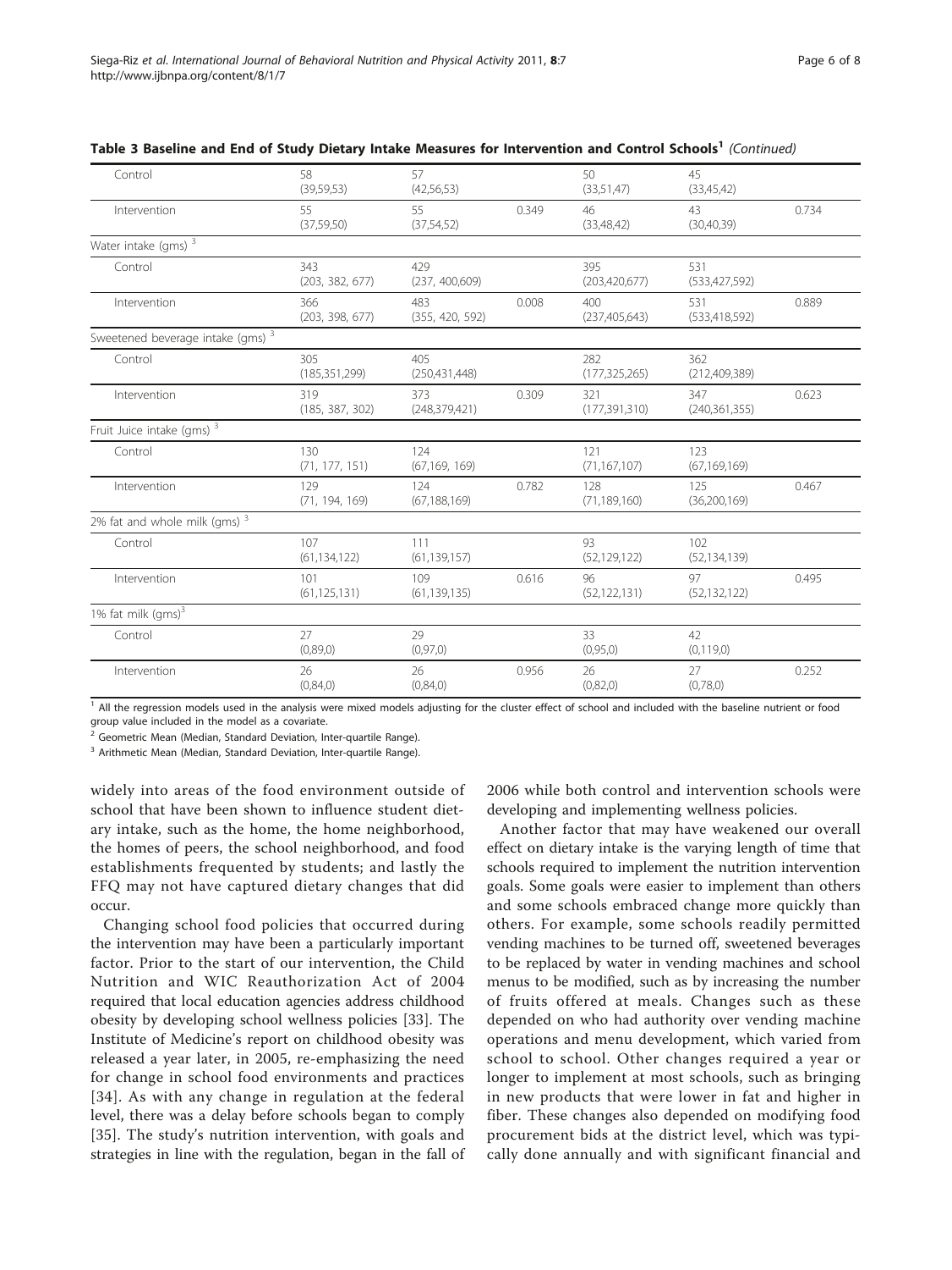**Table 3 Baseline and End of Study Dietary Intake Measures for Intervention and Control Schools[1]** *(Continued)*

| | | | | | | |
|---|---|---|---|---|---|---|
| Control | 58 (39,59,53) | 57 (42,56,53) | | 50 (33,51,47) | 45 (33,45,42) | |
| Intervention | 55 (37,59,50) | 55 (37,54,52) | 0.349 | 46 (33,48,42) | 43 (30,40,39) | 0.734 |
| Water intake (gms) [3] | | | | | | |
| Control | 343 (203, 382, 677) | 429 (237, 400,609) | | 395 (203,420,677) | 531 (533,427,592) | |
| Intervention | 366 (203, 398, 677) | 483 (355, 420, 592) | 0.008 | 400 (237,405,643) | 531 (533,418,592) | 0.889 |
| Sweetened beverage intake (gms) [3] | | | | | | |
| Control | 305 (185,351,299) | 405 (250,431,448) | | 282 (177,325,265) | 362 (212,409,389) | |
| Intervention | 319 (185, 387, 302) | 373 (248,379,421) | 0.309 | 321 (177,391,310) | 347 (240,361,355) | 0.623 |
| Fruit Juice intake (gms) [3] | | | | | | |
| Control | 130 (71, 177, 151) | 124 (67,169, 169) | | 121 (71,167,107) | 123 (67,169,169) | |
| Intervention | 129 (71, 194, 169) | 124 (67,188,169) | 0.782 | 128 (71,189,160) | 125 (36,200,169) | 0.467 |
| 2% fat and whole milk (gms) [3] | | | | | | |
| Control | 107 (61,134,122) | 111 (61,139,157) | | 93 (52,129,122) | 102 (52,134,139) | |
| Intervention | 101 (61,125,131) | 109 (61,139,135) | 0.616 | 96 (52,122,131) | 97 (52,132,122) | 0.495 |
| 1% fat milk (gms)[3] | | | | | | |
| Control | 27 (0,89,0) | 29 (0,97,0) | | 33 (0,95,0) | 42 (0,119,0) | |
| Intervention | 26 (0,84,0) | 26 (0,84,0) | 0.956 | 26 (0,82,0) | 27 (0,78,0) | 0.252 |

[1] All the regression models used in the analysis were mixed models adjusting for the cluster effect of school and included with the baseline nutrient or food group value included in the model as a covariate.

[2] Geometric Mean (Median, Standard Deviation, Inter-quartile Range).

[3] Arithmetic Mean (Median, Standard Deviation, Inter-quartile Range).

widely into areas of the food environment outside of school that have been shown to influence student dietary intake, such as the home, the home neighborhood, the homes of peers, the school neighborhood, and food establishments frequented by students; and lastly the FFQ may not have captured dietary changes that did occur.

Changing school food policies that occurred during the intervention may have been a particularly important factor. Prior to the start of our intervention, the Child Nutrition and WIC Reauthorization Act of 2004 required that local education agencies address childhood obesity by developing school wellness policies [33]. The Institute of Medicine's report on childhood obesity was released a year later, in 2005, re-emphasizing the need for change in school food environments and practices [34]. As with any change in regulation at the federal level, there was a delay before schools began to comply [35]. The study's nutrition intervention, with goals and strategies in line with the regulation, began in the fall of 2006 while both control and intervention schools were developing and implementing wellness policies.

Another factor that may have weakened our overall effect on dietary intake is the varying length of time that schools required to implement the nutrition intervention goals. Some goals were easier to implement than others and some schools embraced change more quickly than others. For example, some schools readily permitted vending machines to be turned off, sweetened beverages to be replaced by water in vending machines and school menus to be modified, such as by increasing the number of fruits offered at meals. Changes such as these depended on who had authority over vending machine operations and menu development, which varied from school to school. Other changes required a year or longer to implement at most schools, such as bringing in new products that were lower in fat and higher in fiber. These changes also depended on modifying food procurement bids at the district level, which was typically done annually and with significant financial and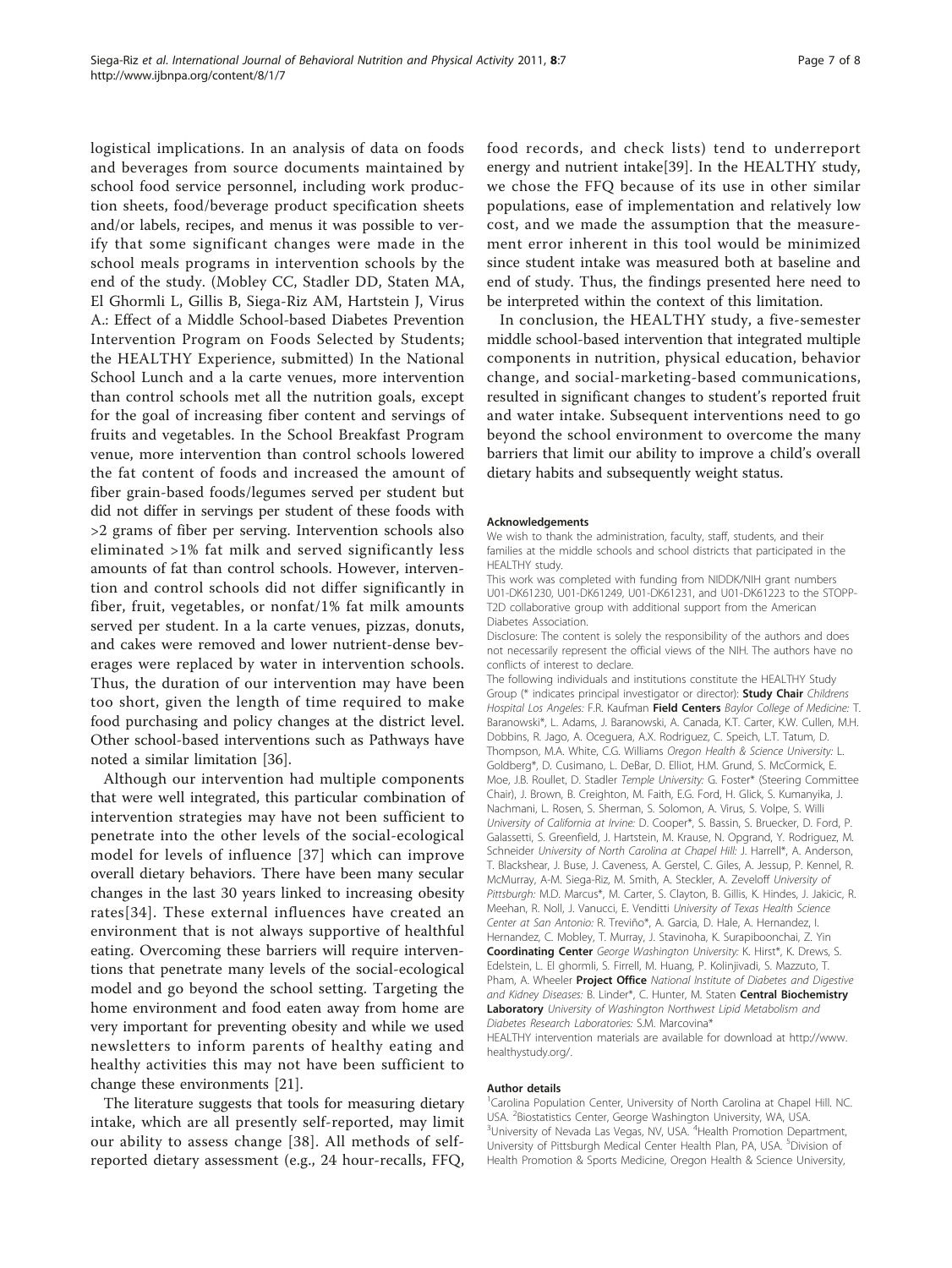logistical implications. In an analysis of data on foods and beverages from source documents maintained by school food service personnel, including work production sheets, food/beverage product specification sheets and/or labels, recipes, and menus it was possible to verify that some significant changes were made in the school meals programs in intervention schools by the end of the study. (Mobley CC, Stadler DD, Staten MA, El Ghormli L, Gillis B, Siega-Riz AM, Hartstein J, Virus A.: Effect of a Middle School-based Diabetes Prevention Intervention Program on Foods Selected by Students; the HEALTHY Experience, submitted) In the National School Lunch and a la carte venues, more intervention than control schools met all the nutrition goals, except for the goal of increasing fiber content and servings of fruits and vegetables. In the School Breakfast Program venue, more intervention than control schools lowered the fat content of foods and increased the amount of fiber grain-based foods/legumes served per student but did not differ in servings per student of these foods with >2 grams of fiber per serving. Intervention schools also eliminated >1% fat milk and served significantly less amounts of fat than control schools. However, intervention and control schools did not differ significantly in fiber, fruit, vegetables, or nonfat/1% fat milk amounts served per student. In a la carte venues, pizzas, donuts, and cakes were removed and lower nutrient-dense beverages were replaced by water in intervention schools. Thus, the duration of our intervention may have been too short, given the length of time required to make food purchasing and policy changes at the district level. Other school-based interventions such as Pathways have noted a similar limitation [36].

Although our intervention had multiple components that were well integrated, this particular combination of intervention strategies may have not been sufficient to penetrate into the other levels of the social-ecological model for levels of influence [37] which can improve overall dietary behaviors. There have been many secular changes in the last 30 years linked to increasing obesity rates[34]. These external influences have created an environment that is not always supportive of healthful eating. Overcoming these barriers will require interventions that penetrate many levels of the social-ecological model and go beyond the school setting. Targeting the home environment and food eaten away from home are very important for preventing obesity and while we used newsletters to inform parents of healthy eating and healthy activities this may not have been sufficient to change these environments [21].

The literature suggests that tools for measuring dietary intake, which are all presently self-reported, may limit our ability to assess change [38]. All methods of self-reported dietary assessment (e.g., 24 hour-recalls, FFQ, food records, and check lists) tend to underreport energy and nutrient intake[39]. In the HEALTHY study, we chose the FFQ because of its use in other similar populations, ease of implementation and relatively low cost, and we made the assumption that the measurement error inherent in this tool would be minimized since student intake was measured both at baseline and end of study. Thus, the findings presented here need to be interpreted within the context of this limitation.

In conclusion, the HEALTHY study, a five-semester middle school-based intervention that integrated multiple components in nutrition, physical education, behavior change, and social-marketing-based communications, resulted in significant changes to student's reported fruit and water intake. Subsequent interventions need to go beyond the school environment to overcome the many barriers that limit our ability to improve a child's overall dietary habits and subsequently weight status.

#### Acknowledgements

We wish to thank the administration, faculty, staff, students, and their families at the middle schools and school districts that participated in the HEALTHY study.

This work was completed with funding from NIDDK/NIH grant numbers U01-DK61230, U01-DK61249, U01-DK61231, and U01-DK61223 to the STOPP-T2D collaborative group with additional support from the American Diabetes Association.

Disclosure: The content is solely the responsibility of the authors and does not necessarily represent the official views of the NIH. The authors have no conflicts of interest to declare.

The following individuals and institutions constitute the HEALTHY Study Group (* indicates principal investigator or director): **Study Chair** *Childrens Hospital Los Angeles:* F.R. Kaufman **Field Centers** *Baylor College of Medicine:* T. Baranowski*, L. Adams, J. Baranowski, A. Canada, K.T. Carter, K.W. Cullen, M.H. Dobbins, R. Jago, A. Oceguera, A.X. Rodriguez, C. Speich, L.T. Tatum, D. Thompson, M.A. White, C.G. Williams *Oregon Health & Science University:* L. Goldberg*, D. Cusimano, L. DeBar, D. Elliot, H.M. Grund, S. McCormick, E. Moe, J.B. Roullet, D. Stadler *Temple University:* G. Foster* (Steering Committee Chair), J. Brown, B. Creighton, M. Faith, E.G. Ford, H. Glick, S. Kumanyika, J. Nachmani, L. Rosen, S. Sherman, S. Solomon, A. Virus, S. Volpe, S. Willi *University of California at Irvine:* D. Cooper*, S. Bassin, S. Bruecker, D. Ford, P. Galassetti, S. Greenfield, J. Hartstein, M. Krause, N. Opgrand, Y. Rodriguez, M. Schneider *University of North Carolina at Chapel Hill:* J. Harrell*, A. Anderson, T. Blackshear, J. Buse, J. Caveness, A. Gerstel, C. Giles, A. Jessup, P. Kennel, R. McMurray, A-M. Siega-Riz, M. Smith, A. Steckler, A. Zeveloff *University of Pittsburgh:* M.D. Marcus*, M. Carter, S. Clayton, B. Gillis, K. Hindes, J. Jakicic, R. Meehan, R. Noll, J. Vanucci, E. Venditti *University of Texas Health Science Center at San Antonio:* R. Treviño*, A. Garcia, D. Hale, A. Hernandez, I. Hernandez, C. Mobley, T. Murray, J. Stavinoha, K. Surapiboonchai, Z. Yin **Coordinating Center** *George Washington University:* K. Hirst*, K. Drews, S. Edelstein, L. El ghormli, S. Firrell, M. Huang, P. Kolinjivadi, S. Mazzuto, T. Pham, A. Wheeler **Project Office** *National Institute of Diabetes and Digestive and Kidney Diseases:* B. Linder*, C. Hunter, M. Staten **Central Biochemistry Laboratory** *University of Washington Northwest Lipid Metabolism and Diabetes Research Laboratories:* S.M. Marcovina*

HEALTHY intervention materials are available for download at http://www.healthystudy.org/.

#### Author details

[1]Carolina Population Center, University of North Carolina at Chapel Hill. NC. USA. [2]Biostatistics Center, George Washington University, WA, USA. [3]University of Nevada Las Vegas, NV, USA. [4]Health Promotion Department, University of Pittsburgh Medical Center Health Plan, PA, USA. [5]Division of Health Promotion & Sports Medicine, Oregon Health & Science University,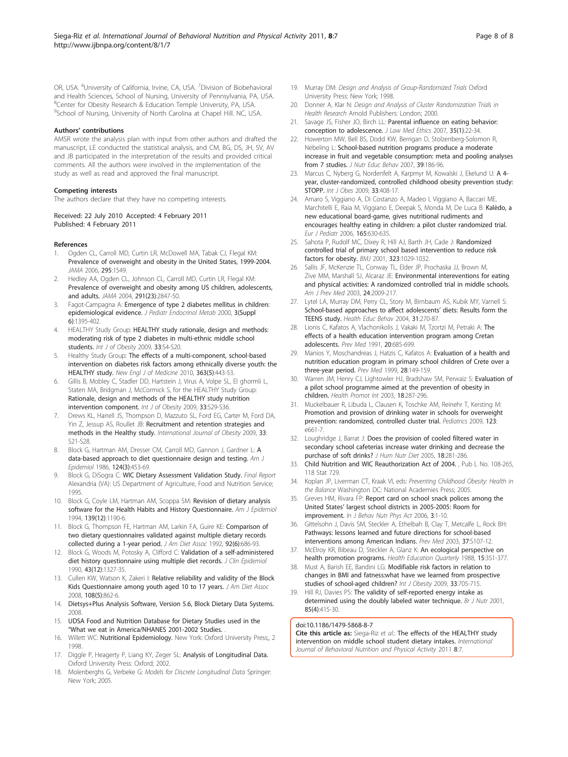OR, USA. [6]University of California, Irvine, CA, USA. [7]Division of Biobehavioral and Health Sciences, School of Nursing, University of Pennsylvania, PA, USA. [8]Center for Obesity Research & Education Temple University, PA, USA. [9]School of Nursing, University of North Carolina at Chapel Hill. NC, USA.

#### Authors' contributions

AMSR wrote the analysis plan with input from other authors and drafted the manuscript, LE conducted the statistical analysis, and CM, BG, DS, JH, SV, AV and JB participated in the interpretation of the results and provided critical comments. All the authors were involved in the implementation of the study as well as read and approved the final manuscript.

#### Competing interests

The authors declare that they have no competing interests.

Received: 22 July 2010 Accepted: 4 February 2011
Published: 4 February 2011

#### References

1. Ogden CL, Carroll MD, Curtin LR, McDowell MA, Tabak CJ, Flegal KM: **Prevalence of overweight and obesity in the United States, 1999-2004.** *JAMA* 2006, **295**:1549.
2. Hedley AA, Ogden CL, Johnson CL, Carroll MD, Curtin LR, Flegal KM: **Prevalence of overweight and obesity among US children, adolescents, and adults.** *JAMA* 2004, **291(23)**:2847-50.
3. Fagot-Campagna A: **Emergence of type 2 diabetes mellitus in children: epidemiological evidence.** *J Pediatr Endocrinol Metab* 2000, **3(Suppl 6)**:1395-402.
4. HEALTHY Study Group: **HEALTHY study rationale, design and methods: moderating risk of type 2 diabetes in multi-ethnic middle school students.** *Int J of Obesity* 2009, **33**:S4-S20.
5. Healthy Study Group: **The effects of a multi-component, school-based intervention on diabetes risk factors among ethnically diverse youth: the HEALTHY study.** *New Engl J of Medicine* 2010, **363(5)**:443-53.
6. Gillis B, Mobley C, Stadler DD, Hartstein J, Virus A, Volpe SL, El ghormli L, Staten MA, Bridgman J, McCormick S, for the HEALTHY Study Group: **Rationale, design and methods of the HEALTHY study nutrition intervention component.** *Int J of Obesity* 2009, **33**:S29-S36.
7. Drews KL, Harrell JS, Thompson D, Mazzuto SL, Ford EG, Carter M, Ford DA, Yin Z, Jessup AS, Roullet JB: **Recruitment and retention strategies and methods in the Healthy study.** *International Journal of Obesity* 2009, **33**: S21-S28.
8. Block G, Hartman AM, Dresser CM, Carroll MD, Gannon J, Gardner L: **A data-based approach to diet questionnaire design and testing.** *Am J Epidemiol* 1986, **124(3)**:453-69.
9. Block G, DiSogra C: **WIC Dietary Assessment Validation Study.** *Final Report* Alexandria (VA): US Department of Agriculture, Food and Nutrition Service; 1995.
10. Block G, Coyle LM, Hartman AM, Scoppa SM: **Revision of dietary analysis software for the Health Habits and History Questionnaire.** *Am J Epidemiol* 1994, **139(12)**:1190-6.
11. Block G, Thompson FE, Hartman AM, Larkin FA, Guire KE: **Comparison of two dietary questionnaires validated against multiple dietary records collected during a 1-year period.** *J Am Diet Assoc* 1992, **92(6)**:686-93.
12. Block G, Woods M, Potosky A, Clifford C: **Validation of a self-administered diet history questionnaire using multiple diet records.** *J Clin Epidemiol* 1990, **43(12)**:1327-35.
13. Cullen KW, Watson K, Zakeri I: **Relative reliability and validity of the Block Kids Questionnaire among youth aged 10 to 17 years.** *J Am Diet Assoc* 2008, **108(5)**:862-6.
14. **Dietsys+Plus Analysis Software, Version 5.6, Block Dietary Data Systems.** 2008.
15. **UDSA Food and Nutrition Database for Dietary Studies used in the "What we eat in America/NHANES 2001-2002 Studies.** .
16. Willett WC: **Nutritional Epidemiology.** New York: Oxford University Press;, 2 1998.
17. Diggle P, Heagerty P, Liang KY, Zeger SL: **Analysis of Longitudinal Data.** Oxford University Press: Oxford; 2002.
18. Molenberghs G, Verbeke G: *Models for Discrete Longitudinal Data* Springer: New York; 2005.
19. Murray DM: *Design and Analysis of Group-Randomized Trials* Oxford University Press: New York; 1998.
20. Donner A, Klar N: *Design and Analysis of Cluster Randomization Trials in Health Research* Arnold Publishers: London; 2000.
21. Savage JS, Fisher JO, Birch LL: **Parental influence on eating behavior: conception to adolescence.** *J Law Med Ethics* 2007, **35(1)**:22-34.
22. Howerton MW, Bell BS, Dodd KW, Berrigan D, Stolzenberg-Solomon R, Nebeling L: **School-based nutrition programs produce a moderate increase in fruit and vegetable consumption: meta and pooling analyses from 7 studies.** *J Nutr Educ Behav* 2007, **39**:186-96.
23. Marcus C, Nyberg G, Nordenfelt A, Karpmyr M, Kowalski J, Ekelund U: **A 4-year, cluster-randomized, controlled childhood obesity prevention study: STOPP.** *Int J Obes* 2009, **33**:408-17.
24. Amaro S, Viggiano A, Di Costanzo A, Madeo I, Viggiano A, Baccari ME, Marchitelli E, Raia M, Viggiano E, Deepak S, Monda M, De Luca B: **Kalèdo, a new educational board-game, gives nutritional rudiments and encourages healthy eating in children: a pilot cluster randomized trial.** *Eur J Pediatr* 2006, **165**:630-635.
25. Sahota P, Rudolf MC, Dixey R, Hill AJ, Barth JH, Cade J: **Randomized controlled trial of primary school based intervention to reduce risk factors for obesity.** *BMJ* 2001, **323**:1029-1032.
26. Sallis JF, McKenzie TL, Conway TL, Elder JP, Prochaska JJ, Brown M, Zive MM, Marshall SJ, Alcaraz JE: **Environmental intereventions for eating and physical activities: A randomized controlled trial in middle schools.** *Am J Prev Med* 2003, **24**:2009-217.
27. Lytel LA, Murray DM, Perry CL, Story M, Birnbaum AS, Kubik MY, Varnell S: **School-based approaches to affect adolescents' diets: Results form the TEENS study.** *Health Educ Behav* 2004, **31**:270-87.
28. Lionis C, Kafatos A, Vlachonikolis J, Vakaki M, Tzortzi M, Petraki A: **The effects of a health education intervention program among Cretan adolescents.** *Prev Med* 1991, **20**:685-699.
29. Manios Y, Moschandreas J, Hatzis C, Kafatos A: **Evaluation of a health and nutrition education program in primary school children of Crete over a three-year period.** *Prev Med* 1999, **28**:149-159.
30. Warren JM, Henry CJ, Lightowler HJ, Bradshaw SM, Perwaiz S: **Evaluation of a pilot school programme aimed at the prevention of obesity in children.** *Health Promot Int* 2003, **18**:287-296.
31. Muckelbauer R, Libuda L, Clausen K, Toschke AM, Reinehr T, Kersting M: **Promotion and provision of drinking water in schools for overweight prevention: randomized, controlled cluster trial.** *Pediatrics* 2009, **123**: e661-7.
32. Loughridge J, Barrat J: **Does the provision of cooled filtered water in secondary school cafeterias increase water drinking and decrease the purchase of soft drinks?** *J Hum Nutr Diet* 2005, **18**:281-286.
33. **Child Nutrition and WIC Reauthorization Act of 2004.** , Pub L No. 108-265, 118 Stat 729.
34. Koplan JP, Liverman CT, Kraak VI, eds: *Preventing Childhood Obesity: Health in the Balance* Washington DC: National Academies Press; 2005.
35. Greves HM, Rivara FP: **Report card on school snack polices among the United States' largest school districts in 2005-2005: Room for improvement.** *In J Behav Nutr Phys Act* 2006, **3**:1-10.
36. Gittelsohn J, Davis SM, Steckler A, Ethelbah B, Clay T, Metcalfe L, Rock BH: **Pathways: lessons learned and future directions for school-based interventions among American Indians.** *Prev Med* 2003, **37**:S107-12.
37. McElroy KR, Bibeau D, Steckler A, Glanz K: **An ecological perspective on health promotion programs.** *Health Education Quarterly* 1988, **15**:351-377.
38. Must A, Barish EE, Bandini LG: **Modifiable risk factors in relation to changes in BMI and fatness:what have we learned from prospective studies of school-aged children?** *Int J Obesity* 2009, **33**:705-715.
39. Hill RJ, Davies PS: **The validity of self-reported energy intake as determined using the doubly labeled water technique.** *Br J Nutr* 2001, **85(4)**:415-30.

doi:10.1186/1479-5868-8-7
**Cite this article as:** Siega-Riz *et al.*: The effects of the HEALTHY study intervention on middle school student dietary intakes. *International Journal of Behavioral Nutrition and Physical Activity* 2011 **8**:7.